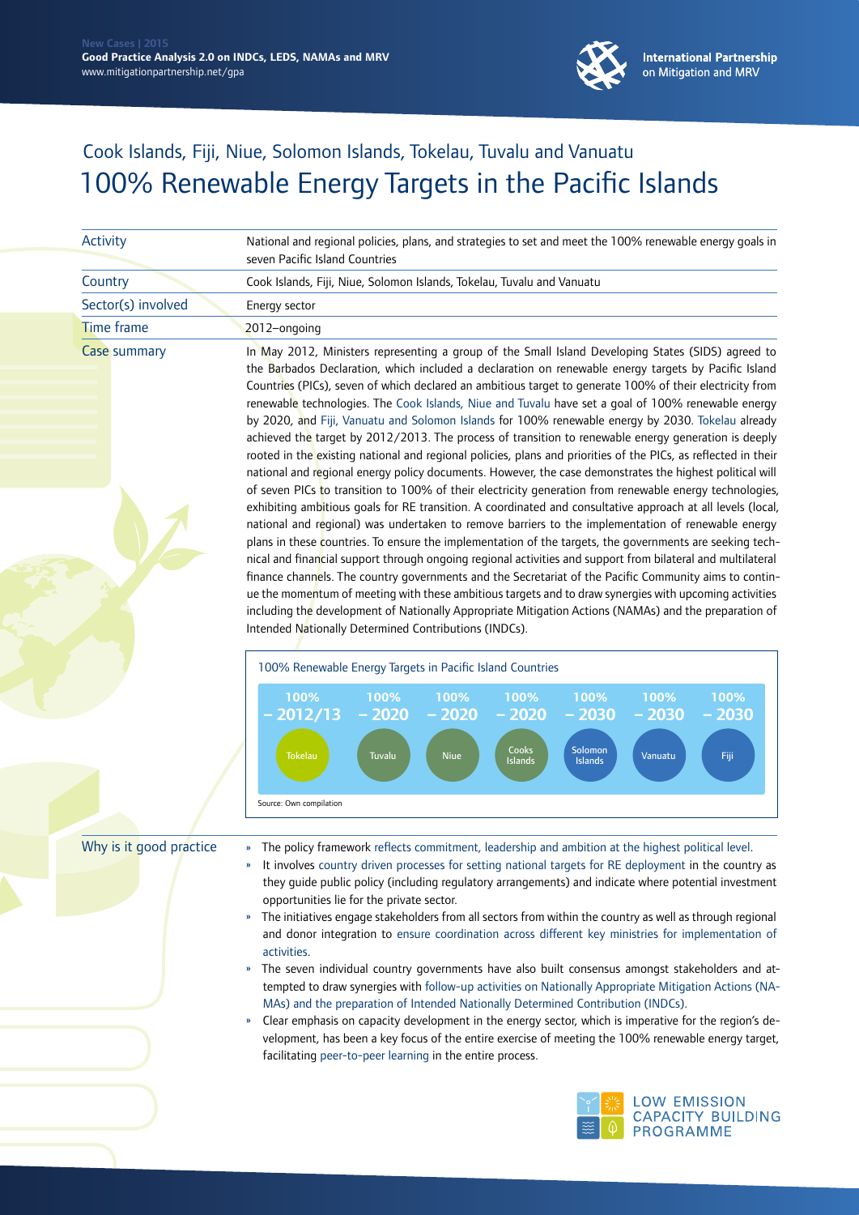New Cases | 2015
**Good Practice Analysis 2.0 on INDCs, LEDS, NAMAs and MRV**
www.mitigationpartnership.net/gpa

**International Partnership on Mitigation and MRV**

## Cook Islands, Fiji, Niue, Solomon Islands, Tokelau, Tuvalu and Vanuatu

# 100% Renewable Energy Targets in the Pacific Islands

| | |
|---|---|
| Activity | National and regional policies, plans, and strategies to set and meet the 100% renewable energy goals in seven Pacific Island Countries |
| Country | Cook Islands, Fiji, Niue, Solomon Islands, Tokelau, Tuvalu and Vanuatu |
| Sector(s) involved | Energy sector |
| Time frame | 2012–ongoing |
| Case summary | In May 2012, Ministers representing a group of the Small Island Developing States (SIDS) agreed to the Barbados Declaration, which included a declaration on renewable energy targets by Pacific Island Countries (PICs), seven of which declared an ambitious target to generate 100% of their electricity from renewable technologies. The Cook Islands, Niue and Tuvalu have set a goal of 100% renewable energy by 2020, and Fiji, Vanuatu and Solomon Islands for 100% renewable energy by 2030. Tokelau already achieved the target by 2012/2013. The process of transition to renewable energy generation is deeply rooted in the existing national and regional policies, plans and priorities of the PICs, as reflected in their national and regional energy policy documents. However, the case demonstrates the highest political will of seven PICs to transition to 100% of their electricity generation from renewable energy technologies, exhibiting ambitious goals for RE transition. A coordinated and consultative approach at all levels (local, national and regional) was undertaken to remove barriers to the implementation of renewable energy plans in these countries. To ensure the implementation of the targets, the governments are seeking technical and financial support through ongoing regional activities and support from bilateral and multilateral finance channels. The country governments and the Secretariat of the Pacific Community aims to continue the momentum of meeting with these ambitious targets and to draw synergies with upcoming activities including the development of Nationally Appropriate Mitigation Actions (NAMAs) and the preparation of Intended Nationally Determined Contributions (INDCs). |

**100% Renewable Energy Targets in Pacific Island Countries**

| Tokelau | Tuvalu | Niue | Cooks Islands | Solomon Islands | Vanuatu | Fiji |
|---|---|---|---|---|---|---|
| 100% – 2012/13 | 100% – 2020 | 100% – 2020 | 100% – 2020 | 100% – 2030 | 100% – 2030 | 100% – 2030 |

Source: Own compilation

**Why is it good practice**

- The policy framework reflects commitment, leadership and ambition at the highest political level.
- It involves country driven processes for setting national targets for RE deployment in the country as they guide public policy (including regulatory arrangements) and indicate where potential investment opportunities lie for the private sector.
- The initiatives engage stakeholders from all sectors from within the country as well as through regional and donor integration to ensure coordination across different key ministries for implementation of activities.
- The seven individual country governments have also built consensus amongst stakeholders and attempted to draw synergies with follow-up activities on Nationally Appropriate Mitigation Actions (NAMAs) and the preparation of Intended Nationally Determined Contribution (INDCs).
- Clear emphasis on capacity development in the energy sector, which is imperative for the region's development, has been a key focus of the entire exercise of meeting the 100% renewable energy target, facilitating peer-to-peer learning in the entire process.

LOW EMISSION CAPACITY BUILDING PROGRAMME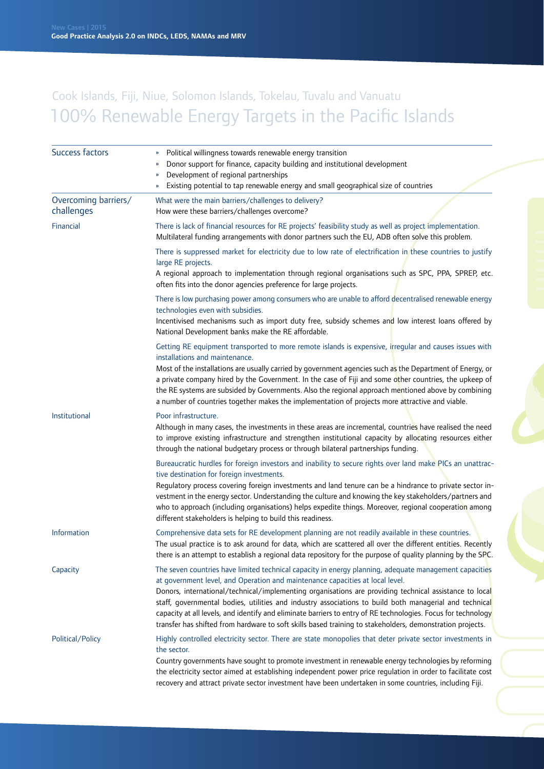Cook Islands, Fiji, Niue, Solomon Islands, Tokelau, Tuvalu and Vanuatu

# 100% Renewable Energy Targets in the Pacific Islands

| | |
|---|---|
| Success factors | » Political willingness towards renewable energy transition<br>» Donor support for finance, capacity building and institutional development<br>» Development of regional partnerships<br>» Existing potential to tap renewable energy and small geographical size of countries |
| Overcoming barriers/ challenges | What were the main barriers/challenges to delivery?<br>How were these barriers/challenges overcome? |
| Financial | There is lack of financial resources for RE projects' feasibility study as well as project implementation.<br>Multilateral funding arrangements with donor partners such the EU, ADB often solve this problem. |
| | There is suppressed market for electricity due to low rate of electrification in these countries to justify large RE projects.<br>A regional approach to implementation through regional organisations such as SPC, PPA, SPREP, etc. often fits into the donor agencies preference for large projects. |
| | There is low purchasing power among consumers who are unable to afford decentralised renewable energy technologies even with subsidies.<br>Incentivised mechanisms such as import duty free, subsidy schemes and low interest loans offered by National Development banks make the RE affordable. |
| | Getting RE equipment transported to more remote islands is expensive, irregular and causes issues with installations and maintenance.<br>Most of the installations are usually carried by government agencies such as the Department of Energy, or a private company hired by the Government. In the case of Fiji and some other countries, the upkeep of the RE systems are subsided by Governments. Also the regional approach mentioned above by combining a number of countries together makes the implementation of projects more attractive and viable. |
| Institutional | Poor infrastructure.<br>Although in many cases, the investments in these areas are incremental, countries have realised the need to improve existing infrastructure and strengthen institutional capacity by allocating resources either through the national budgetary process or through bilateral partnerships funding. |
| | Bureaucratic hurdles for foreign investors and inability to secure rights over land make PICs an unattractive destination for foreign investments.<br>Regulatory process covering foreign investments and land tenure can be a hindrance to private sector investment in the energy sector. Understanding the culture and knowing the key stakeholders/partners and who to approach (including organisations) helps expedite things. Moreover, regional cooperation among different stakeholders is helping to build this readiness. |
| Information | Comprehensive data sets for RE development planning are not readily available in these countries.<br>The usual practice is to ask around for data, which are scattered all over the different entities. Recently there is an attempt to establish a regional data repository for the purpose of quality planning by the SPC. |
| Capacity | The seven countries have limited technical capacity in energy planning, adequate management capacities at government level, and Operation and maintenance capacities at local level.<br>Donors, international/technical/implementing organisations are providing technical assistance to local staff, governmental bodies, utilities and industry associations to build both managerial and technical capacity at all levels, and identify and eliminate barriers to entry of RE technologies. Focus for technology transfer has shifted from hardware to soft skills based training to stakeholders, demonstration projects. |
| Political/Policy | Highly controlled electricity sector. There are state monopolies that deter private sector investments in the sector.<br>Country governments have sought to promote investment in renewable energy technologies by reforming the electricity sector aimed at establishing independent power price regulation in order to facilitate cost recovery and attract private sector investment have been undertaken in some countries, including Fiji. |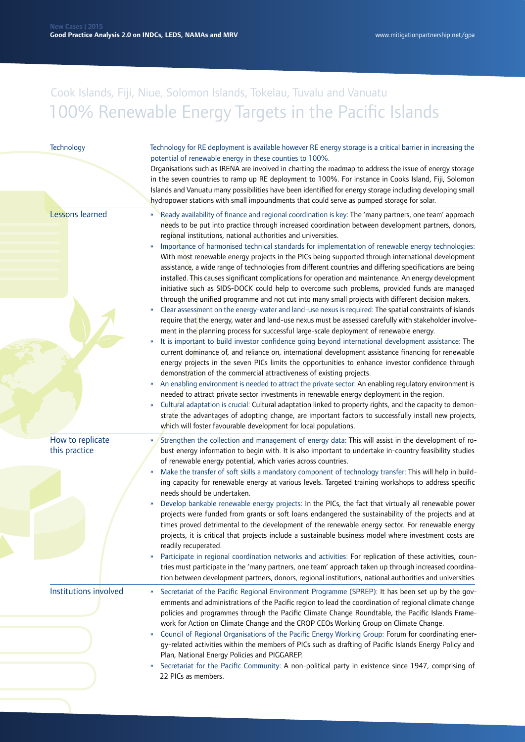Cook Islands, Fiji, Niue, Solomon Islands, Tokelau, Tuvalu and Vanuatu

# 100% Renewable Energy Targets in the Pacific Islands

## Technology

Technology for RE deployment is available however RE energy storage is a critical barrier in increasing the potential of renewable energy in these counties to 100%.

Organisations such as IRENA are involved in charting the roadmap to address the issue of energy storage in the seven countries to ramp up RE deployment to 100%. For instance in Cooks Island, Fiji, Solomon Islands and Vanuatu many possibilities have been identified for energy storage including developing small hydropower stations with small impoundments that could serve as pumped storage for solar.

## Lessons learned

- Ready availability of finance and regional coordination is key: The 'many partners, one team' approach needs to be put into practice through increased coordination between development partners, donors, regional institutions, national authorities and universities.
- Importance of harmonised technical standards for implementation of renewable energy technologies: With most renewable energy projects in the PICs being supported through international development assistance, a wide range of technologies from different countries and differing specifications are being installed. This causes significant complications for operation and maintenance. An energy development initiative such as SIDS-DOCK could help to overcome such problems, provided funds are managed through the unified programme and not cut into many small projects with different decision makers.
- Clear assessment on the energy-water and land-use nexus is required: The spatial constraints of islands require that the energy, water and land-use nexus must be assessed carefully with stakeholder involvement in the planning process for successful large-scale deployment of renewable energy.
- It is important to build investor confidence going beyond international development assistance: The current dominance of, and reliance on, international development assistance financing for renewable energy projects in the seven PICs limits the opportunities to enhance investor confidence through demonstration of the commercial attractiveness of existing projects.
- An enabling environment is needed to attract the private sector: An enabling regulatory environment is needed to attract private sector investments in renewable energy deployment in the region.
- Cultural adaptation is crucial: Cultural adaptation linked to property rights, and the capacity to demonstrate the advantages of adopting change, are important factors to successfully install new projects, which will foster favourable development for local populations.

## How to replicate this practice

- Strengthen the collection and management of energy data: This will assist in the development of robust energy information to begin with. It is also important to undertake in-country feasibility studies of renewable energy potential, which varies across countries.
- Make the transfer of soft skills a mandatory component of technology transfer: This will help in building capacity for renewable energy at various levels. Targeted training workshops to address specific needs should be undertaken.
- Develop bankable renewable energy projects: In the PICs, the fact that virtually all renewable power projects were funded from grants or soft loans endangered the sustainability of the projects and at times proved detrimental to the development of the renewable energy sector. For renewable energy projects, it is critical that projects include a sustainable business model where investment costs are readily recuperated.
- Participate in regional coordination networks and activities: For replication of these activities, countries must participate in the 'many partners, one team' approach taken up through increased coordination between development partners, donors, regional institutions, national authorities and universities.

## Institutions involved

- Secretariat of the Pacific Regional Environment Programme (SPREP): It has been set up by the governments and administrations of the Pacific region to lead the coordination of regional climate change policies and programmes through the Pacific Climate Change Roundtable, the Pacific Islands Framework for Action on Climate Change and the CROP CEOs Working Group on Climate Change.
- Council of Regional Organisations of the Pacific Energy Working Group: Forum for coordinating energy-related activities within the members of PICs such as drafting of Pacific Islands Energy Policy and Plan, National Energy Policies and PIGGAREP.
- Secretariat for the Pacific Community: A non-political party in existence since 1947, comprising of 22 PICs as members.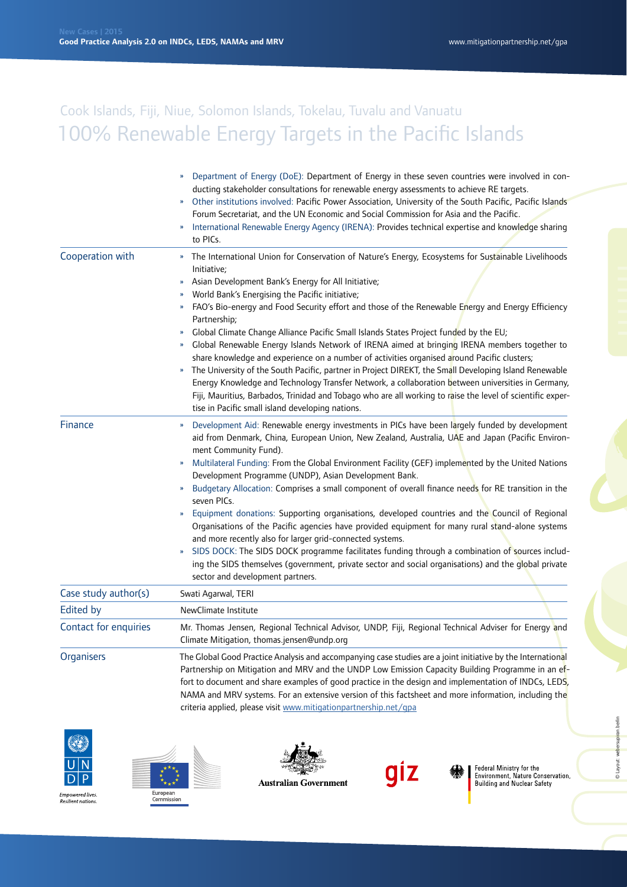## Cook Islands, Fiji, Niue, Solomon Islands, Tokelau, Tuvalu and Vanuatu

# 100% Renewable Energy Targets in the Pacific Islands

| | |
|---|---|
| | » Department of Energy (DoE): Department of Energy in these seven countries were involved in conducting stakeholder consultations for renewable energy assessments to achieve RE targets.<br>» Other institutions involved: Pacific Power Association, University of the South Pacific, Pacific Islands Forum Secretariat, and the UN Economic and Social Commission for Asia and the Pacific.<br>» International Renewable Energy Agency (IRENA): Provides technical expertise and knowledge sharing to PICs. |
| Cooperation with | » The International Union for Conservation of Nature's Energy, Ecosystems for Sustainable Livelihoods Initiative;<br>» Asian Development Bank's Energy for All Initiative;<br>» World Bank's Energising the Pacific initiative;<br>» FAO's Bio-energy and Food Security effort and those of the Renewable Energy and Energy Efficiency Partnership;<br>» Global Climate Change Alliance Pacific Small Islands States Project funded by the EU;<br>» Global Renewable Energy Islands Network of IRENA aimed at bringing IRENA members together to share knowledge and experience on a number of activities organised around Pacific clusters;<br>» The University of the South Pacific, partner in Project DIREKT, the Small Developing Island Renewable Energy Knowledge and Technology Transfer Network, a collaboration between universities in Germany, Fiji, Mauritius, Barbados, Trinidad and Tobago who are all working to raise the level of scientific expertise in Pacific small island developing nations. |
| Finance | » Development Aid: Renewable energy investments in PICs have been largely funded by development aid from Denmark, China, European Union, New Zealand, Australia, UAE and Japan (Pacific Environment Community Fund).<br>» Multilateral Funding: From the Global Environment Facility (GEF) implemented by the United Nations Development Programme (UNDP), Asian Development Bank.<br>» Budgetary Allocation: Comprises a small component of overall finance needs for RE transition in the seven PICs.<br>» Equipment donations: Supporting organisations, developed countries and the Council of Regional Organisations of the Pacific agencies have provided equipment for many rural stand-alone systems and more recently also for larger grid-connected systems.<br>» SIDS DOCK: The SIDS DOCK programme facilitates funding through a combination of sources including the SIDS themselves (government, private sector and social organisations) and the global private sector and development partners. |
| Case study author(s) | Swati Agarwal, TERI |
| Edited by | NewClimate Institute |
| Contact for enquiries | Mr. Thomas Jensen, Regional Technical Advisor, UNDP, Fiji, Regional Technical Adviser for Energy and Climate Mitigation, thomas.jensen@undp.org |
| Organisers | The Global Good Practice Analysis and accompanying case studies are a joint initiative by the International Partnership on Mitigation and MRV and the UNDP Low Emission Capacity Building Programme in an effort to document and share examples of good practice in the design and implementation of INDCs, LEDS, NAMA and MRV systems. For an extensive version of this factsheet and more information, including the criteria applied, please visit www.mitigationpartnership.net/gpa |

UNDP – Empowered lives. Resilient nations.

European Commission

Australian Government

giz

Federal Ministry for the Environment, Nature Conservation, Building and Nuclear Safety